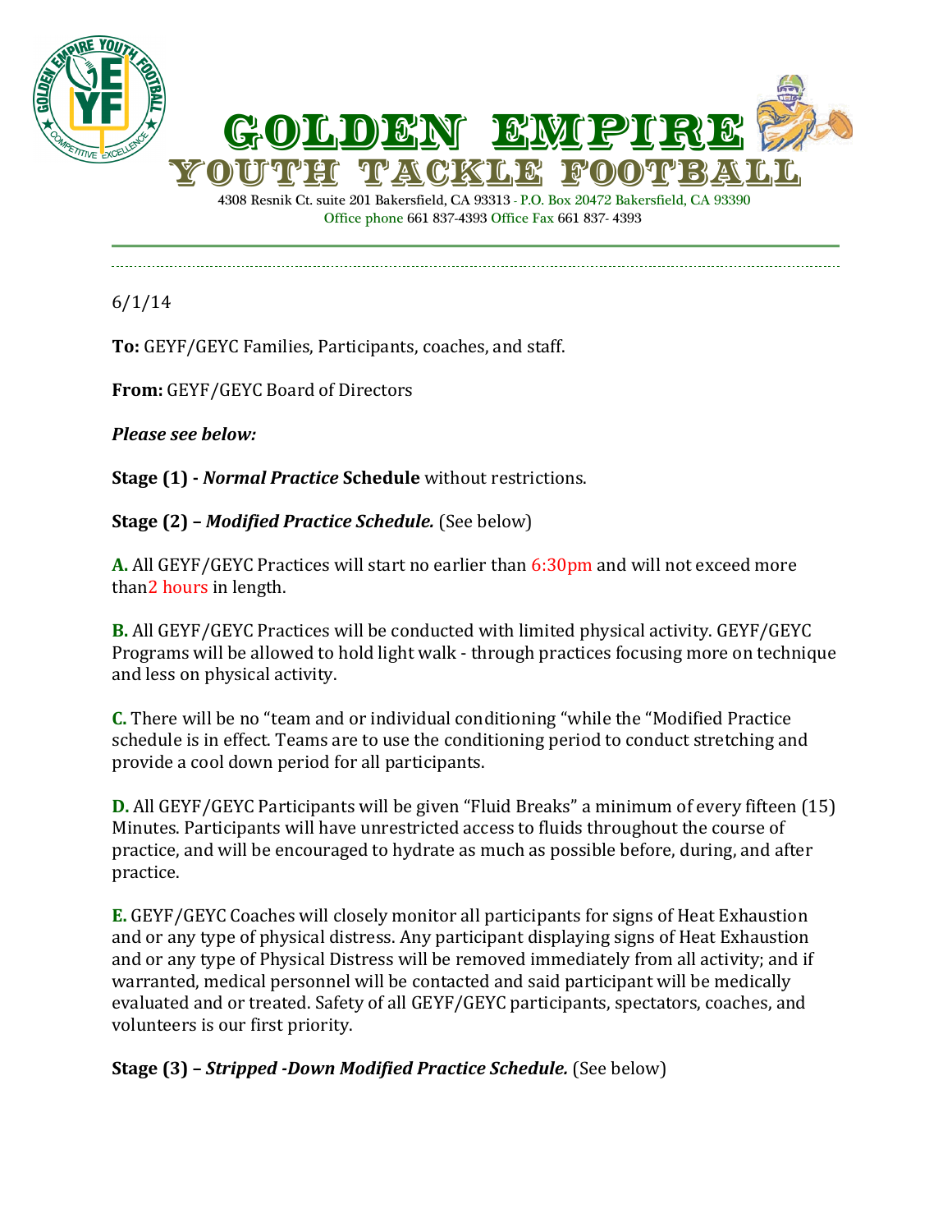# GOLDEN EMPIRE

## YOUTH TACKLE FOOTBALL

4308 Resnik Ct. suite 201 Bakersfield, CA 93313 - P.O. Box 20472 Bakersfield, CA 93390
Office phone 661 837-4393 Office Fax 661 837- 4393

---

6/1/14

**To:** GEYF/GEYC Families, Participants, coaches, and staff.

**From:** GEYF/GEYC Board of Directors

***Please see below:***

**Stage (1) -** ***Normal Practice*** **Schedule** without restrictions.

**Stage (2) –** ***Modified Practice Schedule.*** (See below)

**A.** All GEYF/GEYC Practices will start no earlier than 6:30pm and will not exceed more than2 hours in length.

**B.** All GEYF/GEYC Practices will be conducted with limited physical activity. GEYF/GEYC Programs will be allowed to hold light walk - through practices focusing more on technique and less on physical activity.

**C.** There will be no "team and or individual conditioning "while the "Modified Practice schedule is in effect. Teams are to use the conditioning period to conduct stretching and provide a cool down period for all participants.

**D.** All GEYF/GEYC Participants will be given "Fluid Breaks" a minimum of every fifteen (15) Minutes. Participants will have unrestricted access to fluids throughout the course of practice, and will be encouraged to hydrate as much as possible before, during, and after practice.

**E.** GEYF/GEYC Coaches will closely monitor all participants for signs of Heat Exhaustion and or any type of physical distress. Any participant displaying signs of Heat Exhaustion and or any type of Physical Distress will be removed immediately from all activity; and if warranted, medical personnel will be contacted and said participant will be medically evaluated and or treated. Safety of all GEYF/GEYC participants, spectators, coaches, and volunteers is our first priority.

**Stage (3) –** ***Stripped -Down Modified Practice Schedule.*** (See below)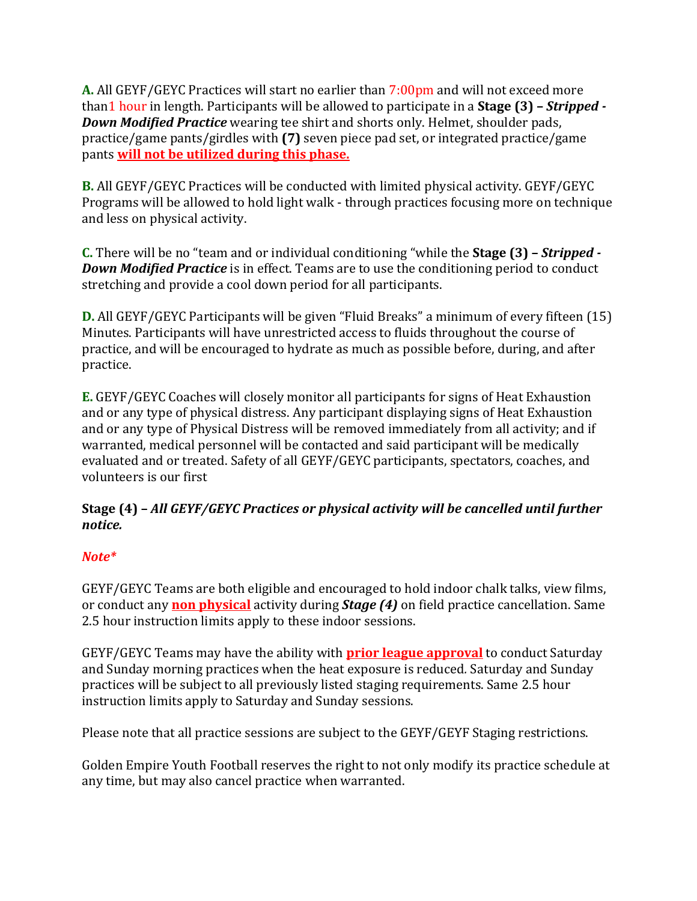**A.** All GEYF/GEYC Practices will start no earlier than 7:00pm and will not exceed more than1 hour in length. Participants will be allowed to participate in a **Stage (3) –** ***Stripped - Down Modified Practice*** wearing tee shirt and shorts only. Helmet, shoulder pads, practice/game pants/girdles with **(7)** seven piece pad set, or integrated practice/game pants **will not be utilized during this phase.**

**B.** All GEYF/GEYC Practices will be conducted with limited physical activity. GEYF/GEYC Programs will be allowed to hold light walk - through practices focusing more on technique and less on physical activity.

**C.** There will be no "team and or individual conditioning "while the **Stage (3) –** ***Stripped - Down Modified Practice*** is in effect. Teams are to use the conditioning period to conduct stretching and provide a cool down period for all participants.

**D.** All GEYF/GEYC Participants will be given "Fluid Breaks" a minimum of every fifteen (15) Minutes. Participants will have unrestricted access to fluids throughout the course of practice, and will be encouraged to hydrate as much as possible before, during, and after practice.

**E.** GEYF/GEYC Coaches will closely monitor all participants for signs of Heat Exhaustion and or any type of physical distress. Any participant displaying signs of Heat Exhaustion and or any type of Physical Distress will be removed immediately from all activity; and if warranted, medical personnel will be contacted and said participant will be medically evaluated and or treated. Safety of all GEYF/GEYC participants, spectators, coaches, and volunteers is our first

**Stage (4) –** ***All GEYF/GEYC Practices or physical activity will be cancelled until further notice.***

***Note****

GEYF/GEYC Teams are both eligible and encouraged to hold indoor chalk talks, view films, or conduct any **non physical** activity during ***Stage (4)*** on field practice cancellation. Same 2.5 hour instruction limits apply to these indoor sessions.

GEYF/GEYC Teams may have the ability with **prior league approval** to conduct Saturday and Sunday morning practices when the heat exposure is reduced. Saturday and Sunday practices will be subject to all previously listed staging requirements. Same 2.5 hour instruction limits apply to Saturday and Sunday sessions.

Please note that all practice sessions are subject to the GEYF/GEYF Staging restrictions.

Golden Empire Youth Football reserves the right to not only modify its practice schedule at any time, but may also cancel practice when warranted.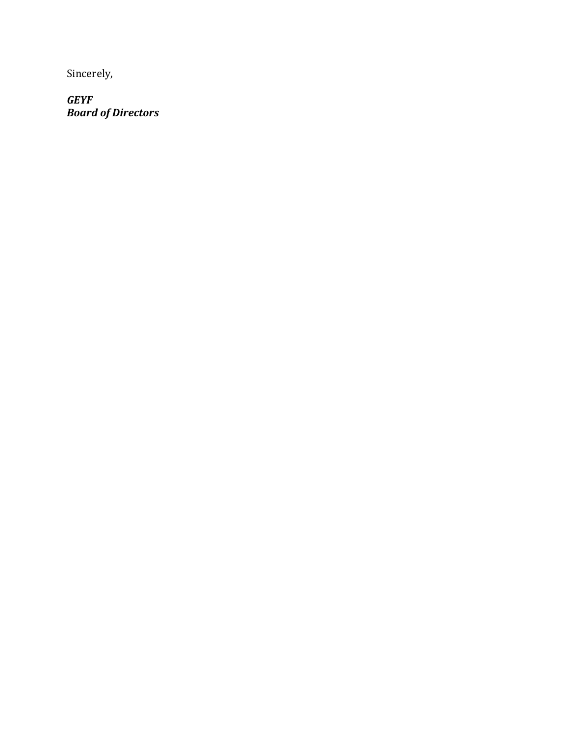Sincerely,

***GEYF***
***Board of Directors***